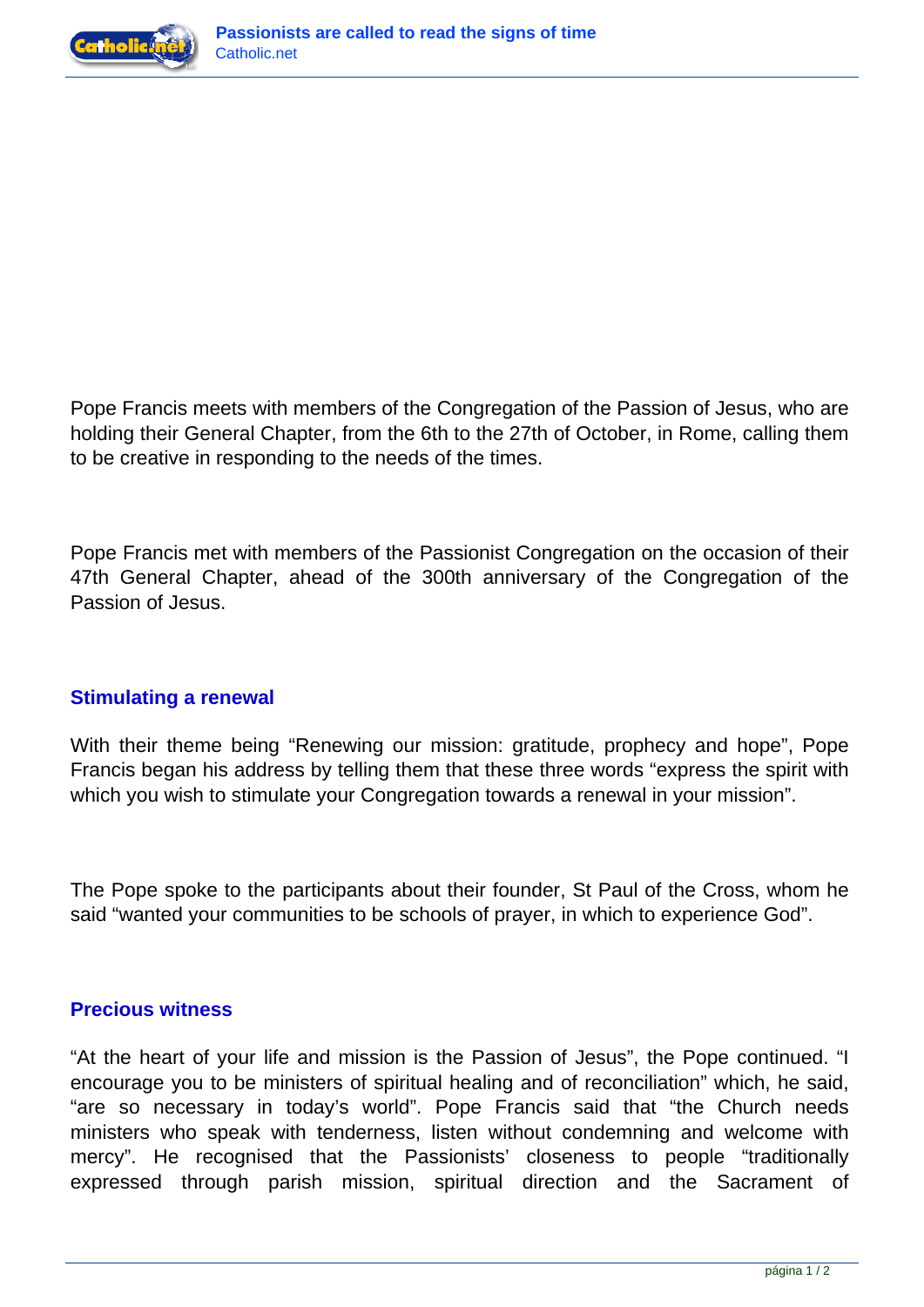Pope Francis meets with members of the Congregation of the Passion of Jesus, who are holding their General Chapter, from the 6th to the 27th of October, in Rome, calling them to be creative in responding to the needs of the times.

Pope Francis met with members of the Passionist Congregation on the occasion of their 47th General Chapter, ahead of the 300th anniversary of the Congregation of the Passion of Jesus.

## Stimulating a renewal

With their theme being “Renewing our mission: gratitude, prophecy and hope”, Pope Francis began his address by telling them that these three words “express the spirit with which you wish to stimulate your Congregation towards a renewal in your mission”.

The Pope spoke to the participants about their founder, St Paul of the Cross, whom he said “wanted your communities to be schools of prayer, in which to experience God”.

## Precious witness

“At the heart of your life and mission is the Passion of Jesus”, the Pope continued. “I encourage you to be ministers of spiritual healing and of reconciliation” which, he said, “are so necessary in today’s world”. Pope Francis said that “the Church needs ministers who speak with tenderness, listen without condemning and welcome with mercy”. He recognised that the Passionists’ closeness to people “traditionally expressed through parish mission, spiritual direction and the Sacrament of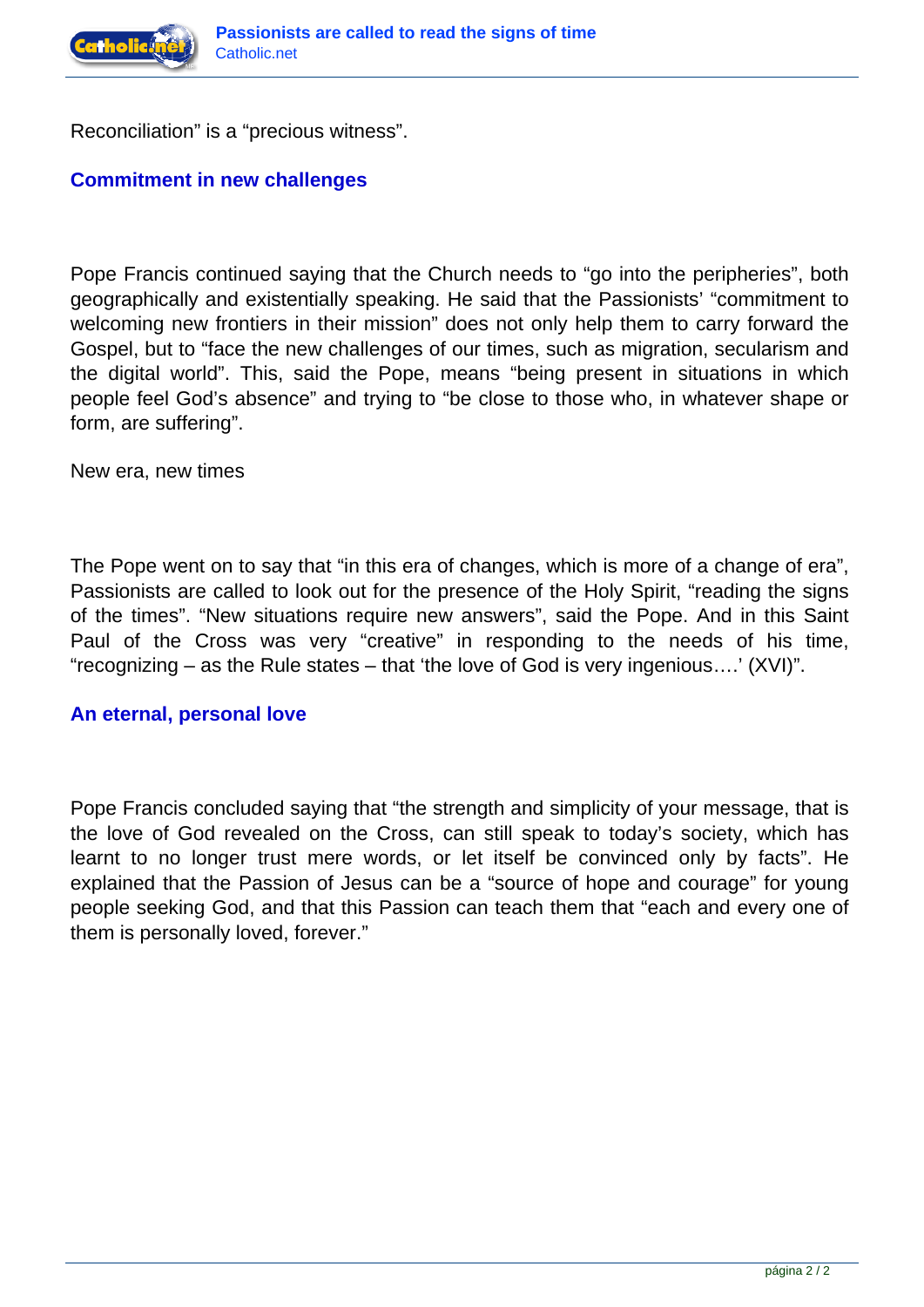Reconciliation" is a "precious witness".

## Commitment in new challenges

Pope Francis continued saying that the Church needs to "go into the peripheries", both geographically and existentially speaking. He said that the Passionists' "commitment to welcoming new frontiers in their mission" does not only help them to carry forward the Gospel, but to "face the new challenges of our times, such as migration, secularism and the digital world". This, said the Pope, means "being present in situations in which people feel God's absence" and trying to "be close to those who, in whatever shape or form, are suffering".

New era, new times

The Pope went on to say that "in this era of changes, which is more of a change of era", Passionists are called to look out for the presence of the Holy Spirit, "reading the signs of the times". "New situations require new answers", said the Pope. And in this Saint Paul of the Cross was very "creative" in responding to the needs of his time, "recognizing – as the Rule states – that 'the love of God is very ingenious….' (XVI)".

## An eternal, personal love

Pope Francis concluded saying that "the strength and simplicity of your message, that is the love of God revealed on the Cross, can still speak to today's society, which has learnt to no longer trust mere words, or let itself be convinced only by facts". He explained that the Passion of Jesus can be a "source of hope and courage" for young people seeking God, and that this Passion can teach them that "each and every one of them is personally loved, forever."